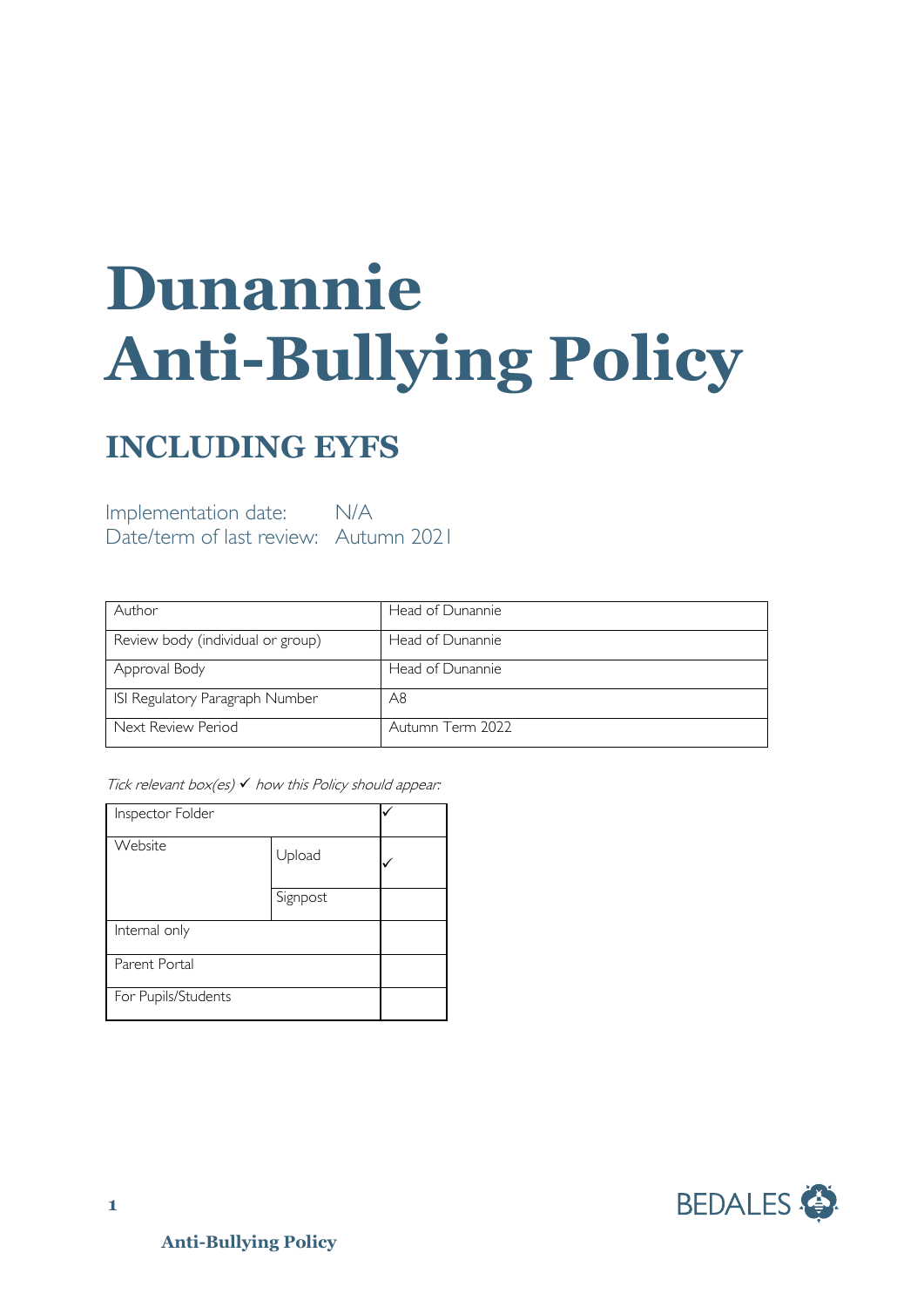# Dunannie Anti-Bullying Policy

## INCLUDING EYFS

Implementation date: N/A
Date/term of last review: Autumn 2021

| | |
|---|---|
| Author | Head of Dunannie |
| Review body (individual or group) | Head of Dunannie |
| Approval Body | Head of Dunannie |
| ISI Regulatory Paragraph Number | A8 |
| Next Review Period | Autumn Term 2022 |

*Tick relevant box(es) ✓ how this Policy should appear:*

| | | |
|---|---|---|
| Inspector Folder | | ✓ |
| Website | Upload | ✓ |
| | Signpost | |
| Internal only | | |
| Parent Portal | | |
| For Pupils/Students | | |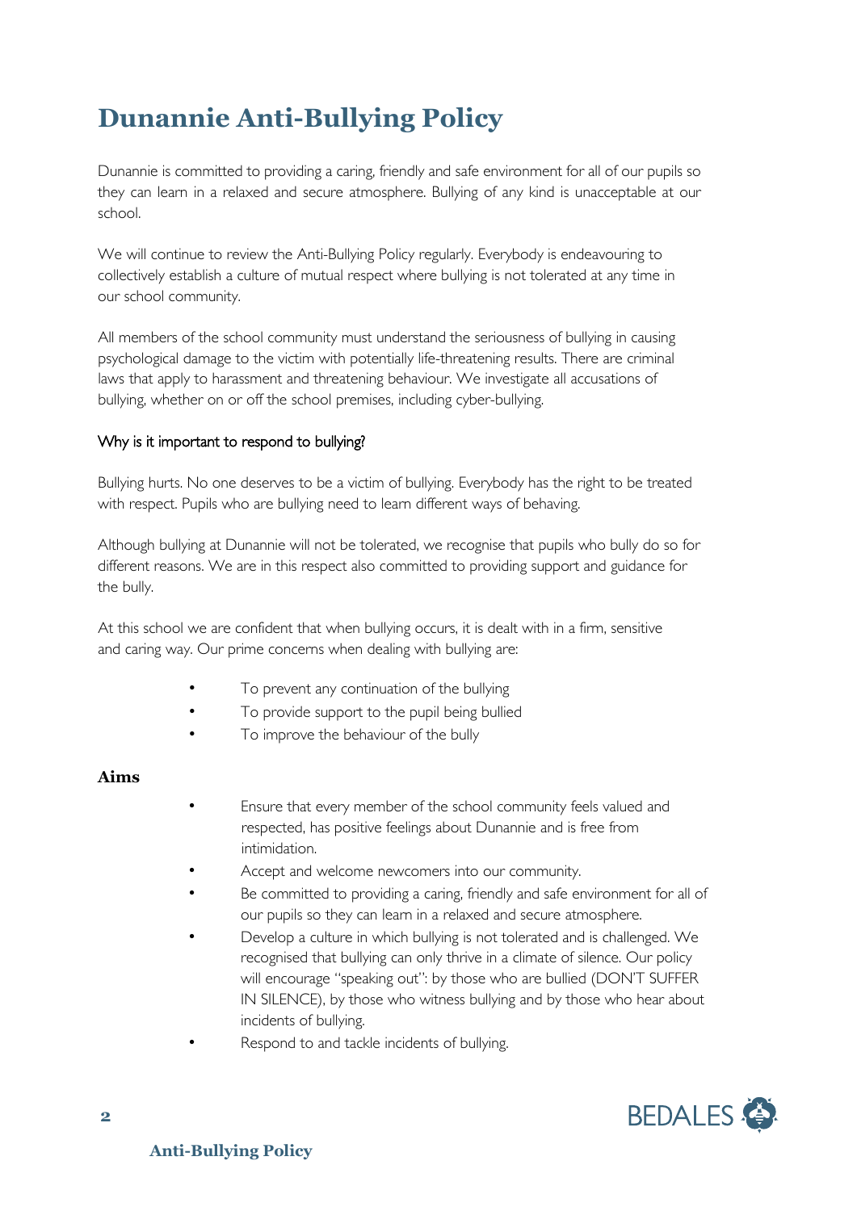# Dunannie Anti-Bullying Policy

Dunannie is committed to providing a caring, friendly and safe environment for all of our pupils so they can learn in a relaxed and secure atmosphere. Bullying of any kind is unacceptable at our school.

We will continue to review the Anti-Bullying Policy regularly. Everybody is endeavouring to collectively establish a culture of mutual respect where bullying is not tolerated at any time in our school community.

All members of the school community must understand the seriousness of bullying in causing psychological damage to the victim with potentially life-threatening results. There are criminal laws that apply to harassment and threatening behaviour. We investigate all accusations of bullying, whether on or off the school premises, including cyber-bullying.

Why is it important to respond to bullying?

Bullying hurts. No one deserves to be a victim of bullying. Everybody has the right to be treated with respect. Pupils who are bullying need to learn different ways of behaving.

Although bullying at Dunannie will not be tolerated, we recognise that pupils who bully do so for different reasons. We are in this respect also committed to providing support and guidance for the bully.

At this school we are confident that when bullying occurs, it is dealt with in a firm, sensitive and caring way. Our prime concerns when dealing with bullying are:

- To prevent any continuation of the bullying
- To provide support to the pupil being bullied
- To improve the behaviour of the bully

### Aims

- Ensure that every member of the school community feels valued and respected, has positive feelings about Dunannie and is free from intimidation.
- Accept and welcome newcomers into our community.
- Be committed to providing a caring, friendly and safe environment for all of our pupils so they can learn in a relaxed and secure atmosphere.
- Develop a culture in which bullying is not tolerated and is challenged. We recognised that bullying can only thrive in a climate of silence. Our policy will encourage "speaking out": by those who are bullied (DON'T SUFFER IN SILENCE), by those who witness bullying and by those who hear about incidents of bullying.
- Respond to and tackle incidents of bullying.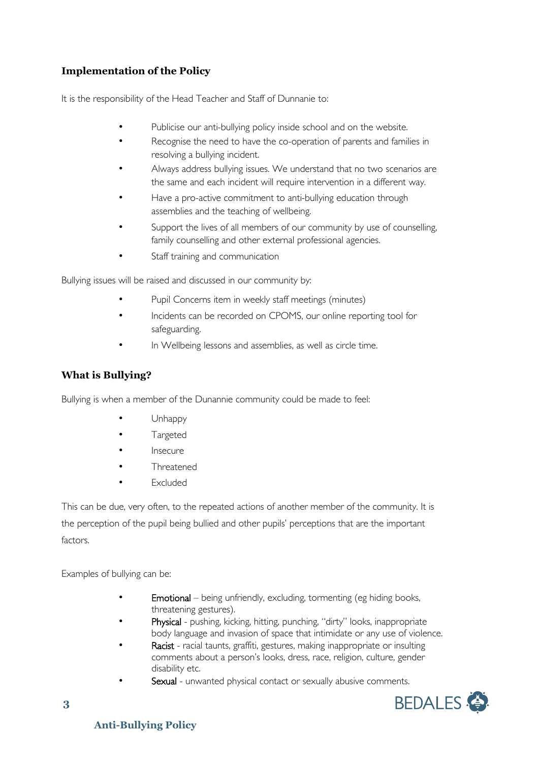**Implementation of the Policy**

It is the responsibility of the Head Teacher and Staff of Dunnanie to:

- Publicise our anti-bullying policy inside school and on the website.
- Recognise the need to have the co-operation of parents and families in resolving a bullying incident.
- Always address bullying issues. We understand that no two scenarios are the same and each incident will require intervention in a different way.
- Have a pro-active commitment to anti-bullying education through assemblies and the teaching of wellbeing.
- Support the lives of all members of our community by use of counselling, family counselling and other external professional agencies.
- Staff training and communication

Bullying issues will be raised and discussed in our community by:

- Pupil Concerns item in weekly staff meetings (minutes)
- Incidents can be recorded on CPOMS, our online reporting tool for safeguarding.
- In Wellbeing lessons and assemblies, as well as circle time.

**What is Bullying?**

Bullying is when a member of the Dunannie community could be made to feel:

- Unhappy
- Targeted
- Insecure
- Threatened
- Excluded

This can be due, very often, to the repeated actions of another member of the community. It is the perception of the pupil being bullied and other pupils' perceptions that are the important factors.

Examples of bullying can be:

- Emotional – being unfriendly, excluding, tormenting (eg hiding books, threatening gestures).
- Physical - pushing, kicking, hitting, punching, "dirty" looks, inappropriate body language and invasion of space that intimidate or any use of violence.
- Racist - racial taunts, graffiti, gestures, making inappropriate or insulting comments about a person's looks, dress, race, religion, culture, gender disability etc.
- Sexual - unwanted physical contact or sexually abusive comments.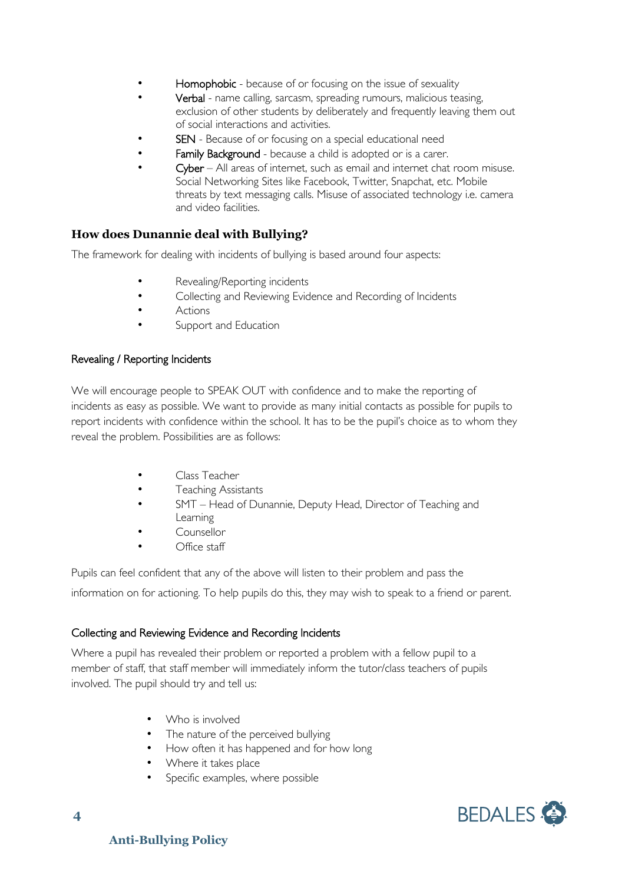- **Homophobic** - because of or focusing on the issue of sexuality
- **Verbal** - name calling, sarcasm, spreading rumours, malicious teasing, exclusion of other students by deliberately and frequently leaving them out of social interactions and activities.
- **SEN** - Because of or focusing on a special educational need
- **Family Background** - because a child is adopted or is a carer.
- **Cyber** – All areas of internet, such as email and internet chat room misuse. Social Networking Sites like Facebook, Twitter, Snapchat, etc. Mobile threats by text messaging calls. Misuse of associated technology i.e. camera and video facilities.

## How does Dunannie deal with Bullying?

The framework for dealing with incidents of bullying is based around four aspects:

- Revealing/Reporting incidents
- Collecting and Reviewing Evidence and Recording of Incidents
- Actions
- Support and Education

### Revealing / Reporting Incidents

We will encourage people to SPEAK OUT with confidence and to make the reporting of incidents as easy as possible. We want to provide as many initial contacts as possible for pupils to report incidents with confidence within the school. It has to be the pupil's choice as to whom they reveal the problem. Possibilities are as follows:

- Class Teacher
- Teaching Assistants
- SMT – Head of Dunannie, Deputy Head, Director of Teaching and Learning
- Counsellor
- Office staff

Pupils can feel confident that any of the above will listen to their problem and pass the information on for actioning. To help pupils do this, they may wish to speak to a friend or parent.

### Collecting and Reviewing Evidence and Recording Incidents

Where a pupil has revealed their problem or reported a problem with a fellow pupil to a member of staff, that staff member will immediately inform the tutor/class teachers of pupils involved. The pupil should try and tell us:

- Who is involved
- The nature of the perceived bullying
- How often it has happened and for how long
- Where it takes place
- Specific examples, where possible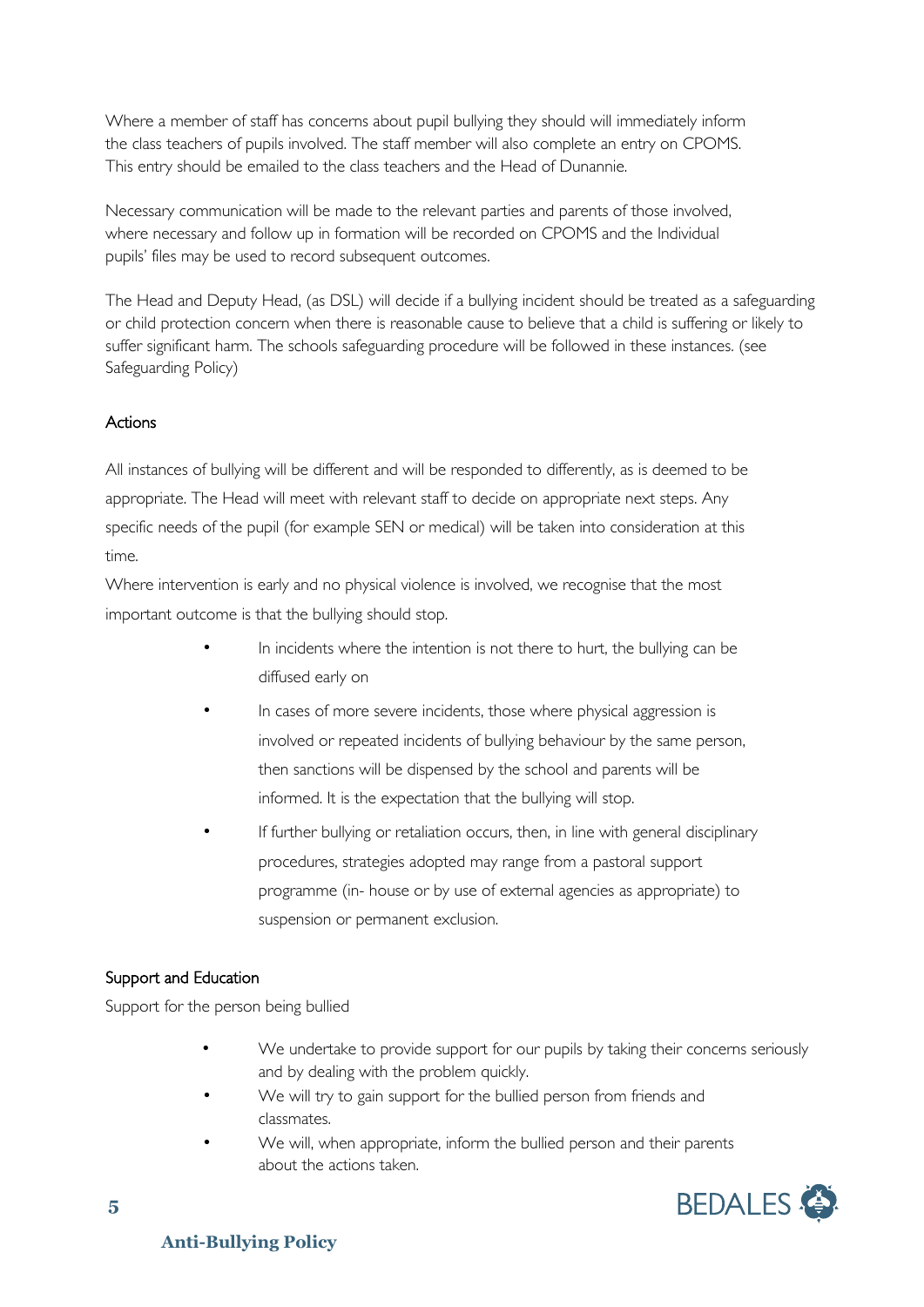Where a member of staff has concerns about pupil bullying they should will immediately inform the class teachers of pupils involved. The staff member will also complete an entry on CPOMS. This entry should be emailed to the class teachers and the Head of Dunannie.

Necessary communication will be made to the relevant parties and parents of those involved, where necessary and follow up in formation will be recorded on CPOMS and the Individual pupils' files may be used to record subsequent outcomes.

The Head and Deputy Head, (as DSL) will decide if a bullying incident should be treated as a safeguarding or child protection concern when there is reasonable cause to believe that a child is suffering or likely to suffer significant harm. The schools safeguarding procedure will be followed in these instances. (see Safeguarding Policy)

### Actions

All instances of bullying will be different and will be responded to differently, as is deemed to be appropriate. The Head will meet with relevant staff to decide on appropriate next steps. Any specific needs of the pupil (for example SEN or medical) will be taken into consideration at this time.

Where intervention is early and no physical violence is involved, we recognise that the most important outcome is that the bullying should stop.

- In incidents where the intention is not there to hurt, the bullying can be diffused early on
- In cases of more severe incidents, those where physical aggression is involved or repeated incidents of bullying behaviour by the same person, then sanctions will be dispensed by the school and parents will be informed. It is the expectation that the bullying will stop.
- If further bullying or retaliation occurs, then, in line with general disciplinary procedures, strategies adopted may range from a pastoral support programme (in- house or by use of external agencies as appropriate) to suspension or permanent exclusion.

### Support and Education

Support for the person being bullied

- We undertake to provide support for our pupils by taking their concerns seriously and by dealing with the problem quickly.
- We will try to gain support for the bullied person from friends and classmates.
- We will, when appropriate, inform the bullied person and their parents about the actions taken.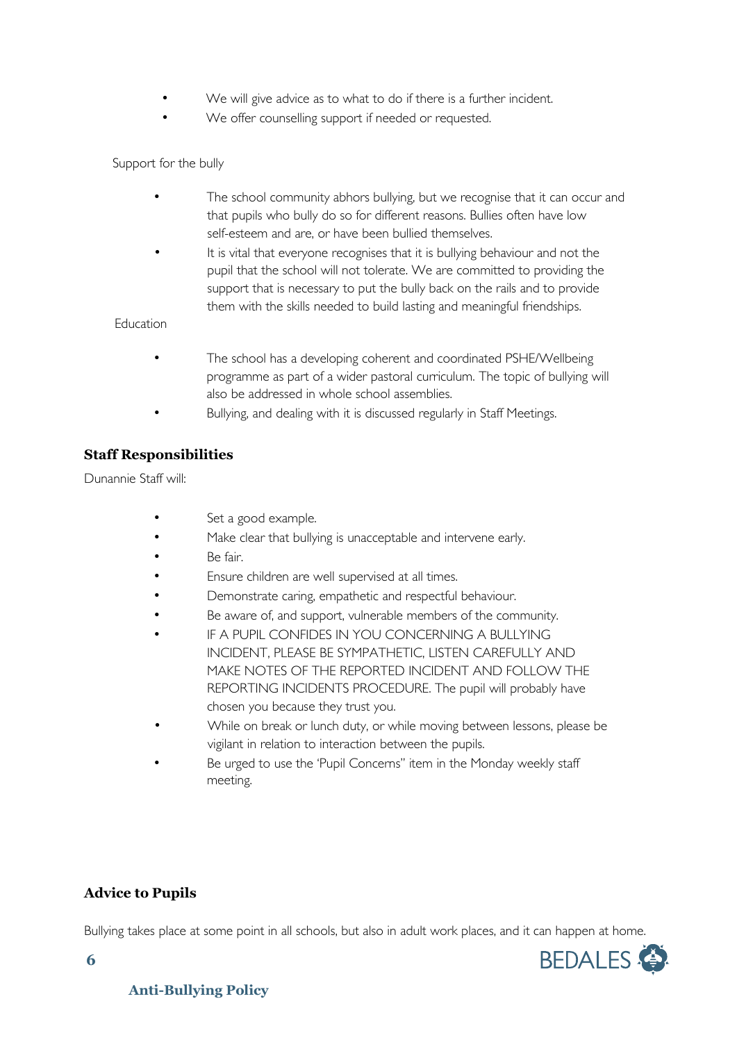- We will give advice as to what to do if there is a further incident.
- We offer counselling support if needed or requested.

Support for the bully

- The school community abhors bullying, but we recognise that it can occur and that pupils who bully do so for different reasons. Bullies often have low self-esteem and are, or have been bullied themselves.
- It is vital that everyone recognises that it is bullying behaviour and not the pupil that the school will not tolerate. We are committed to providing the support that is necessary to put the bully back on the rails and to provide them with the skills needed to build lasting and meaningful friendships.

Education

- The school has a developing coherent and coordinated PSHE/Wellbeing programme as part of a wider pastoral curriculum. The topic of bullying will also be addressed in whole school assemblies.
- Bullying, and dealing with it is discussed regularly in Staff Meetings.

**Staff Responsibilities**

Dunannie Staff will:

- Set a good example.
- Make clear that bullying is unacceptable and intervene early.
- Be fair.
- Ensure children are well supervised at all times.
- Demonstrate caring, empathetic and respectful behaviour.
- Be aware of, and support, vulnerable members of the community.
- IF A PUPIL CONFIDES IN YOU CONCERNING A BULLYING INCIDENT, PLEASE BE SYMPATHETIC, LISTEN CAREFULLY AND MAKE NOTES OF THE REPORTED INCIDENT AND FOLLOW THE REPORTING INCIDENTS PROCEDURE. The pupil will probably have chosen you because they trust you.
- While on break or lunch duty, or while moving between lessons, please be vigilant in relation to interaction between the pupils.
- Be urged to use the 'Pupil Concerns" item in the Monday weekly staff meeting.

**Advice to Pupils**

Bullying takes place at some point in all schools, but also in adult work places, and it can happen at home.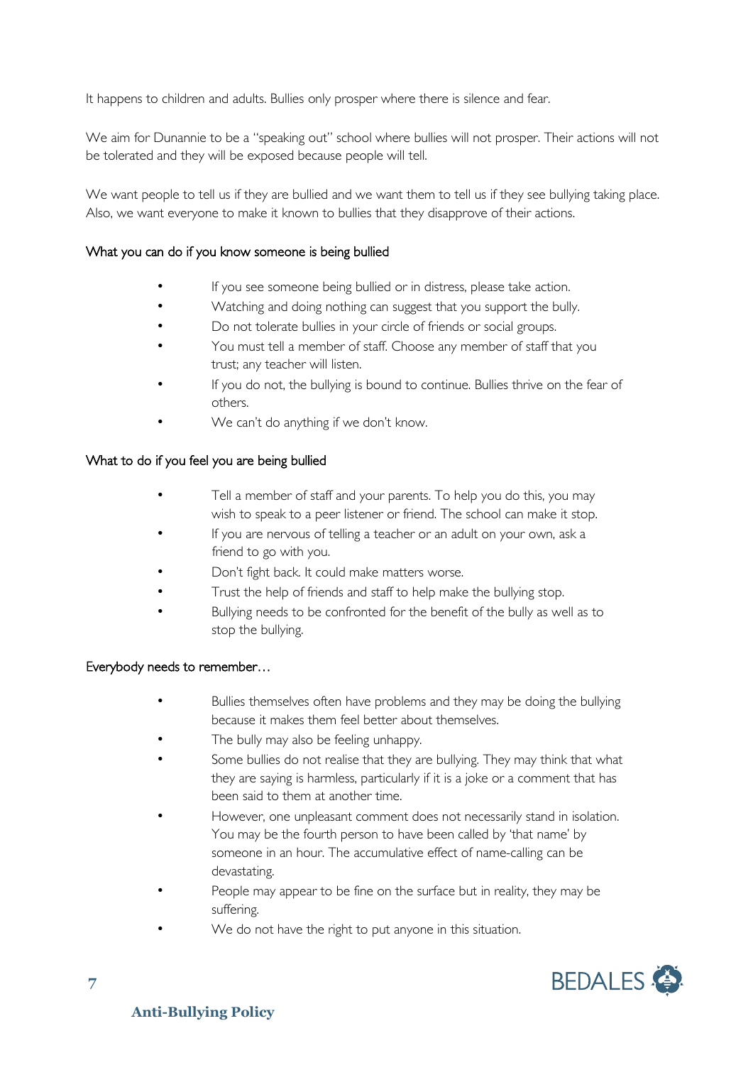It happens to children and adults. Bullies only prosper where there is silence and fear.

We aim for Dunannie to be a "speaking out" school where bullies will not prosper. Their actions will not be tolerated and they will be exposed because people will tell.

We want people to tell us if they are bullied and we want them to tell us if they see bullying taking place. Also, we want everyone to make it known to bullies that they disapprove of their actions.

### What you can do if you know someone is being bullied

- If you see someone being bullied or in distress, please take action.
- Watching and doing nothing can suggest that you support the bully.
- Do not tolerate bullies in your circle of friends or social groups.
- You must tell a member of staff. Choose any member of staff that you trust; any teacher will listen.
- If you do not, the bullying is bound to continue. Bullies thrive on the fear of others.
- We can't do anything if we don't know.

### What to do if you feel you are being bullied

- Tell a member of staff and your parents. To help you do this, you may wish to speak to a peer listener or friend. The school can make it stop.
- If you are nervous of telling a teacher or an adult on your own, ask a friend to go with you.
- Don't fight back. It could make matters worse.
- Trust the help of friends and staff to help make the bullying stop.
- Bullying needs to be confronted for the benefit of the bully as well as to stop the bullying.

### Everybody needs to remember…

- Bullies themselves often have problems and they may be doing the bullying because it makes them feel better about themselves.
- The bully may also be feeling unhappy.
- Some bullies do not realise that they are bullying. They may think that what they are saying is harmless, particularly if it is a joke or a comment that has been said to them at another time.
- However, one unpleasant comment does not necessarily stand in isolation. You may be the fourth person to have been called by 'that name' by someone in an hour. The accumulative effect of name-calling can be devastating.
- People may appear to be fine on the surface but in reality, they may be suffering.
- We do not have the right to put anyone in this situation.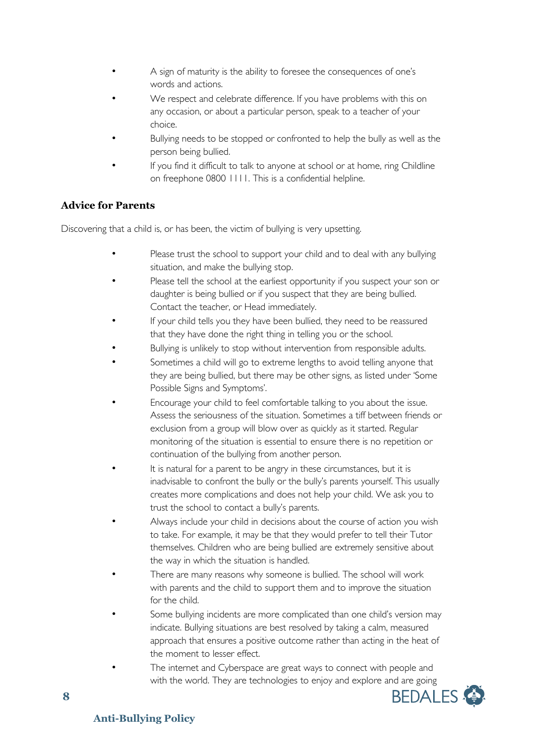- A sign of maturity is the ability to foresee the consequences of one's words and actions.
- We respect and celebrate difference. If you have problems with this on any occasion, or about a particular person, speak to a teacher of your choice.
- Bullying needs to be stopped or confronted to help the bully as well as the person being bullied.
- If you find it difficult to talk to anyone at school or at home, ring Childline on freephone 0800 1111. This is a confidential helpline.

## Advice for Parents

Discovering that a child is, or has been, the victim of bullying is very upsetting.

- Please trust the school to support your child and to deal with any bullying situation, and make the bullying stop.
- Please tell the school at the earliest opportunity if you suspect your son or daughter is being bullied or if you suspect that they are being bullied. Contact the teacher, or Head immediately.
- If your child tells you they have been bullied, they need to be reassured that they have done the right thing in telling you or the school.
- Bullying is unlikely to stop without intervention from responsible adults.
- Sometimes a child will go to extreme lengths to avoid telling anyone that they are being bullied, but there may be other signs, as listed under 'Some Possible Signs and Symptoms'.
- Encourage your child to feel comfortable talking to you about the issue. Assess the seriousness of the situation. Sometimes a tiff between friends or exclusion from a group will blow over as quickly as it started. Regular monitoring of the situation is essential to ensure there is no repetition or continuation of the bullying from another person.
- It is natural for a parent to be angry in these circumstances, but it is inadvisable to confront the bully or the bully's parents yourself. This usually creates more complications and does not help your child. We ask you to trust the school to contact a bully's parents.
- Always include your child in decisions about the course of action you wish to take. For example, it may be that they would prefer to tell their Tutor themselves. Children who are being bullied are extremely sensitive about the way in which the situation is handled.
- There are many reasons why someone is bullied. The school will work with parents and the child to support them and to improve the situation for the child.
- Some bullying incidents are more complicated than one child's version may indicate. Bullying situations are best resolved by taking a calm, measured approach that ensures a positive outcome rather than acting in the heat of the moment to lesser effect.
- The internet and Cyberspace are great ways to connect with people and with the world. They are technologies to enjoy and explore and are going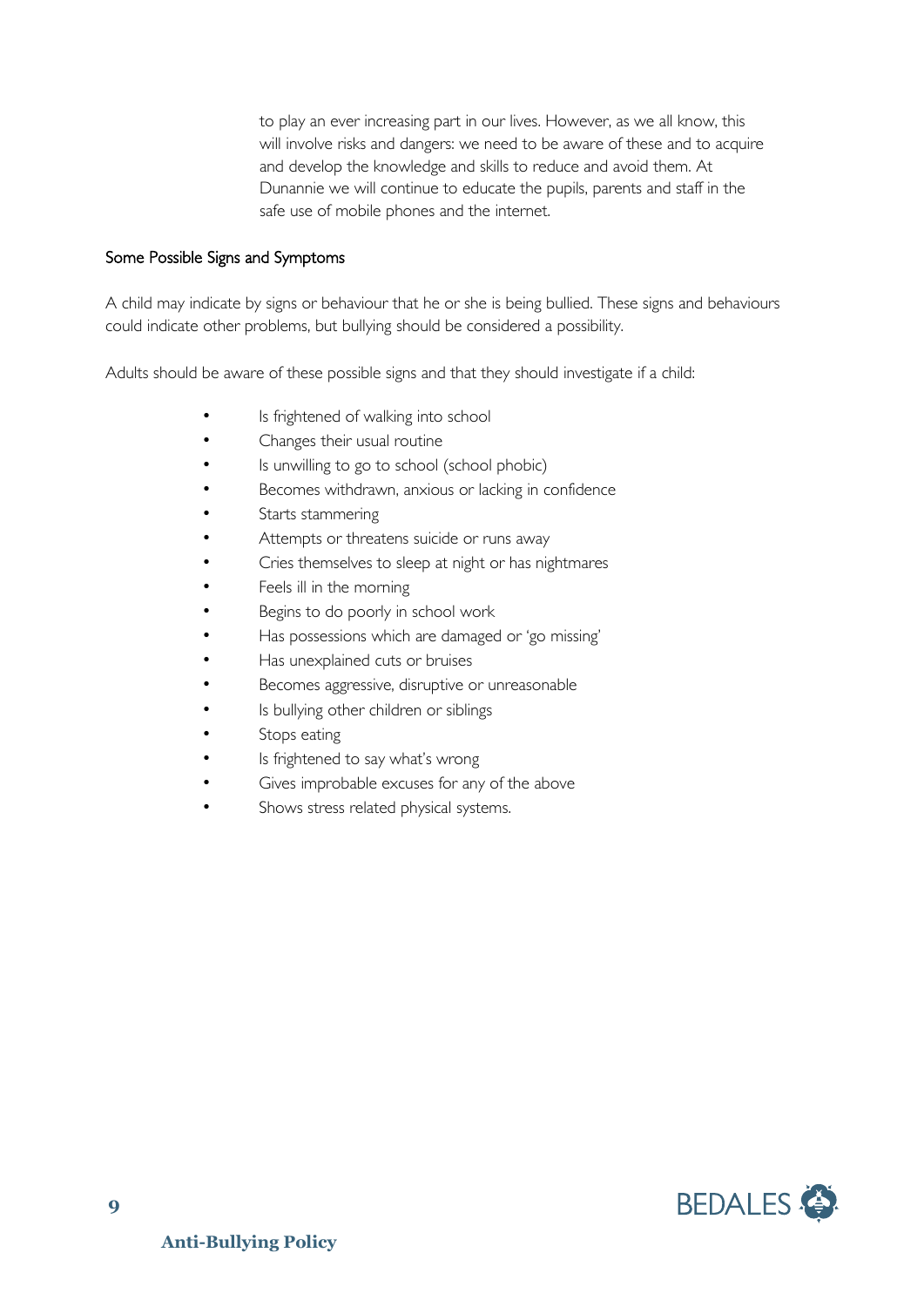to play an ever increasing part in our lives. However, as we all know, this will involve risks and dangers: we need to be aware of these and to acquire and develop the knowledge and skills to reduce and avoid them. At Dunannie we will continue to educate the pupils, parents and staff in the safe use of mobile phones and the internet.

## Some Possible Signs and Symptoms

A child may indicate by signs or behaviour that he or she is being bullied. These signs and behaviours could indicate other problems, but bullying should be considered a possibility.

Adults should be aware of these possible signs and that they should investigate if a child:

- Is frightened of walking into school
- Changes their usual routine
- Is unwilling to go to school (school phobic)
- Becomes withdrawn, anxious or lacking in confidence
- Starts stammering
- Attempts or threatens suicide or runs away
- Cries themselves to sleep at night or has nightmares
- Feels ill in the morning
- Begins to do poorly in school work
- Has possessions which are damaged or 'go missing'
- Has unexplained cuts or bruises
- Becomes aggressive, disruptive or unreasonable
- Is bullying other children or siblings
- Stops eating
- Is frightened to say what's wrong
- Gives improbable excuses for any of the above
- Shows stress related physical systems.